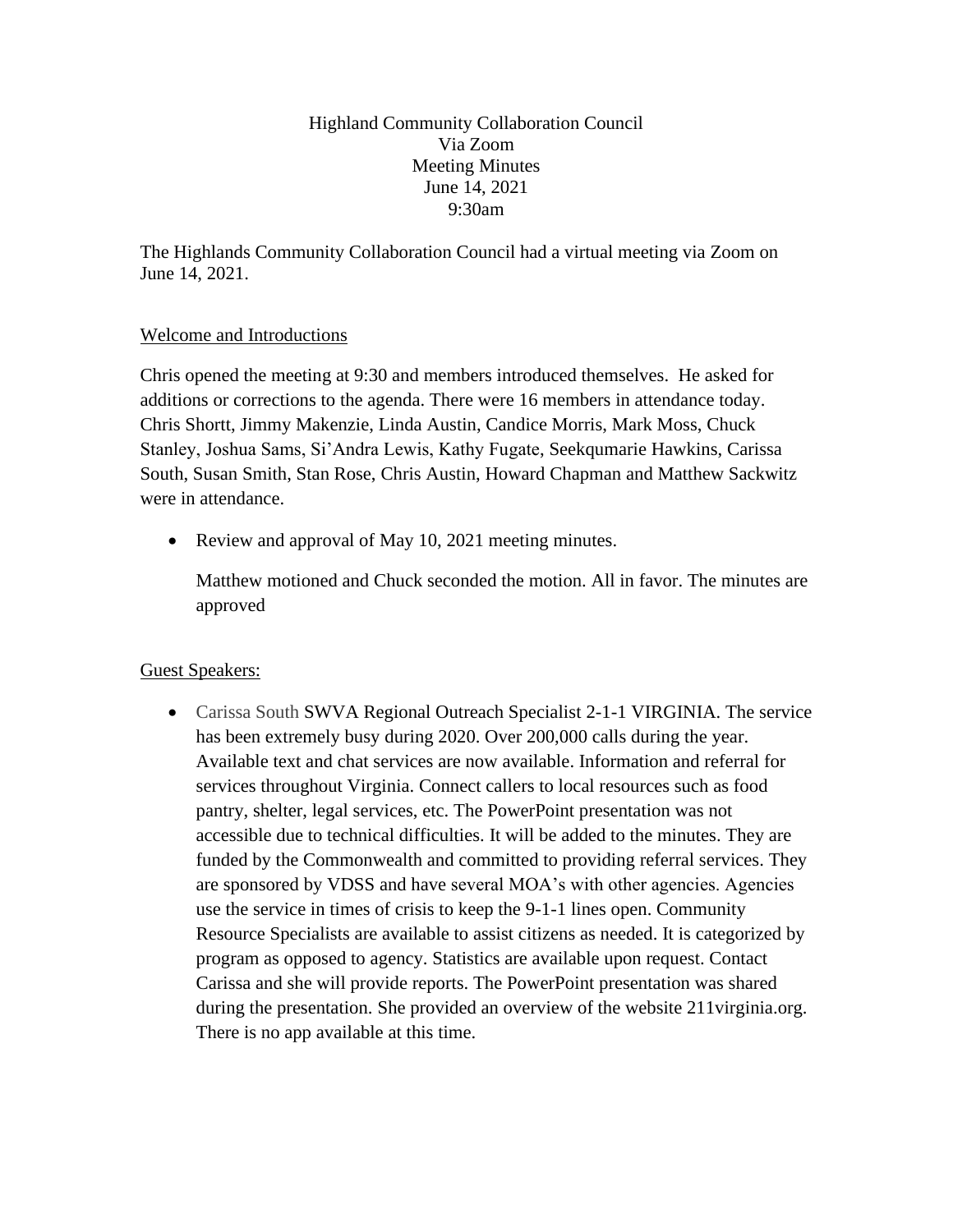Highland Community Collaboration Council
Via Zoom
Meeting Minutes
June 14, 2021
9:30am

The Highlands Community Collaboration Council had a virtual meeting via Zoom on June 14, 2021.

Welcome and Introductions

Chris opened the meeting at 9:30 and members introduced themselves. He asked for additions or corrections to the agenda. There were 16 members in attendance today. Chris Shortt, Jimmy Makenzie, Linda Austin, Candice Morris, Mark Moss, Chuck Stanley, Joshua Sams, Si'Andra Lewis, Kathy Fugate, Seekqumarie Hawkins, Carissa South, Susan Smith, Stan Rose, Chris Austin, Howard Chapman and Matthew Sackwitz were in attendance.

- Review and approval of May 10, 2021 meeting minutes.

  Matthew motioned and Chuck seconded the motion. All in favor. The minutes are approved

Guest Speakers:

- Carissa South SWVA Regional Outreach Specialist 2-1-1 VIRGINIA. The service has been extremely busy during 2020. Over 200,000 calls during the year. Available text and chat services are now available. Information and referral for services throughout Virginia. Connect callers to local resources such as food pantry, shelter, legal services, etc. The PowerPoint presentation was not accessible due to technical difficulties. It will be added to the minutes. They are funded by the Commonwealth and committed to providing referral services. They are sponsored by VDSS and have several MOA's with other agencies. Agencies use the service in times of crisis to keep the 9-1-1 lines open. Community Resource Specialists are available to assist citizens as needed. It is categorized by program as opposed to agency. Statistics are available upon request. Contact Carissa and she will provide reports. The PowerPoint presentation was shared during the presentation. She provided an overview of the website 211virginia.org. There is no app available at this time.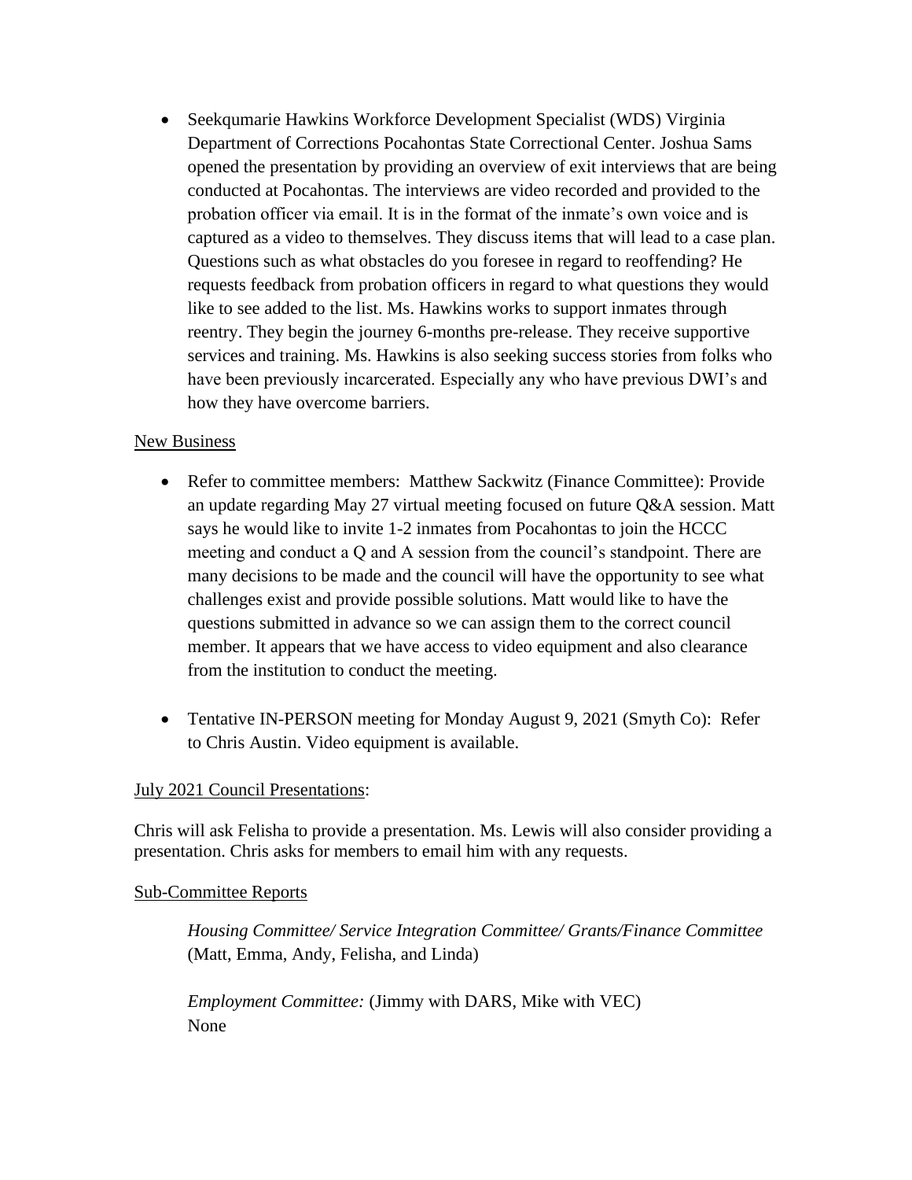- Seekqumarie Hawkins Workforce Development Specialist (WDS) Virginia Department of Corrections Pocahontas State Correctional Center. Joshua Sams opened the presentation by providing an overview of exit interviews that are being conducted at Pocahontas. The interviews are video recorded and provided to the probation officer via email. It is in the format of the inmate's own voice and is captured as a video to themselves. They discuss items that will lead to a case plan. Questions such as what obstacles do you foresee in regard to reoffending? He requests feedback from probation officers in regard to what questions they would like to see added to the list. Ms. Hawkins works to support inmates through reentry. They begin the journey 6-months pre-release. They receive supportive services and training. Ms. Hawkins is also seeking success stories from folks who have been previously incarcerated. Especially any who have previous DWI's and how they have overcome barriers.

<u>New Business</u>

- Refer to committee members: Matthew Sackwitz (Finance Committee): Provide an update regarding May 27 virtual meeting focused on future Q&A session. Matt says he would like to invite 1-2 inmates from Pocahontas to join the HCCC meeting and conduct a Q and A session from the council's standpoint. There are many decisions to be made and the council will have the opportunity to see what challenges exist and provide possible solutions. Matt would like to have the questions submitted in advance so we can assign them to the correct council member. It appears that we have access to video equipment and also clearance from the institution to conduct the meeting.

- Tentative IN-PERSON meeting for Monday August 9, 2021 (Smyth Co): Refer to Chris Austin. Video equipment is available.

<u>July 2021 Council Presentations</u>:

Chris will ask Felisha to provide a presentation. Ms. Lewis will also consider providing a presentation. Chris asks for members to email him with any requests.

<u>Sub-Committee Reports</u>

> *Housing Committee/ Service Integration Committee/ Grants/Finance Committee* (Matt, Emma, Andy, Felisha, and Linda)
>
> *Employment Committee:* (Jimmy with DARS, Mike with VEC)
> None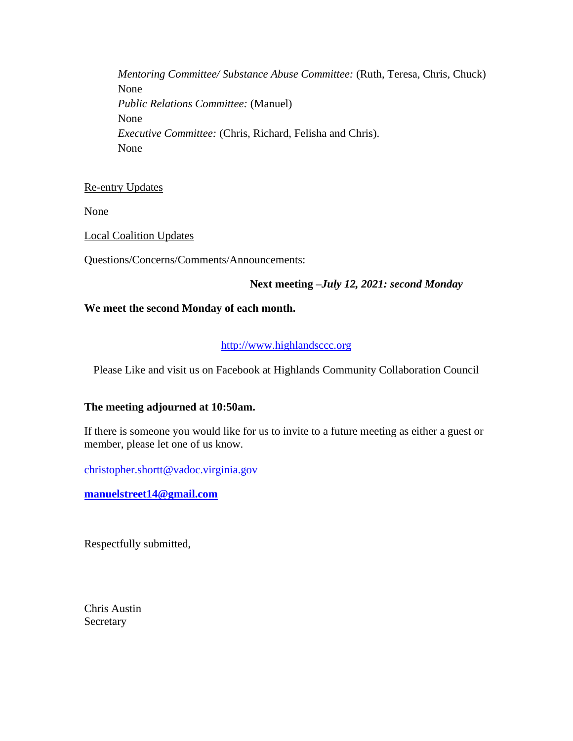*Mentoring Committee/ Substance Abuse Committee:* (Ruth, Teresa, Chris, Chuck)
None
*Public Relations Committee:* (Manuel)
None
*Executive Committee:* (Chris, Richard, Felisha and Chris).
None

<u>Re-entry Updates</u>

None

<u>Local Coalition Updates</u>

Questions/Concerns/Comments/Announcements:

**Next meeting –*July 12, 2021: second Monday***

**We meet the second Monday of each month.**

http://www.highlandsccc.org

Please Like and visit us on Facebook at Highlands Community Collaboration Council

**The meeting adjourned at 10:50am.**

If there is someone you would like for us to invite to a future meeting as either a guest or member, please let one of us know.

christopher.shortt@vadoc.virginia.gov

**manuelstreet14@gmail.com**

Respectfully submitted,

Chris Austin
Secretary